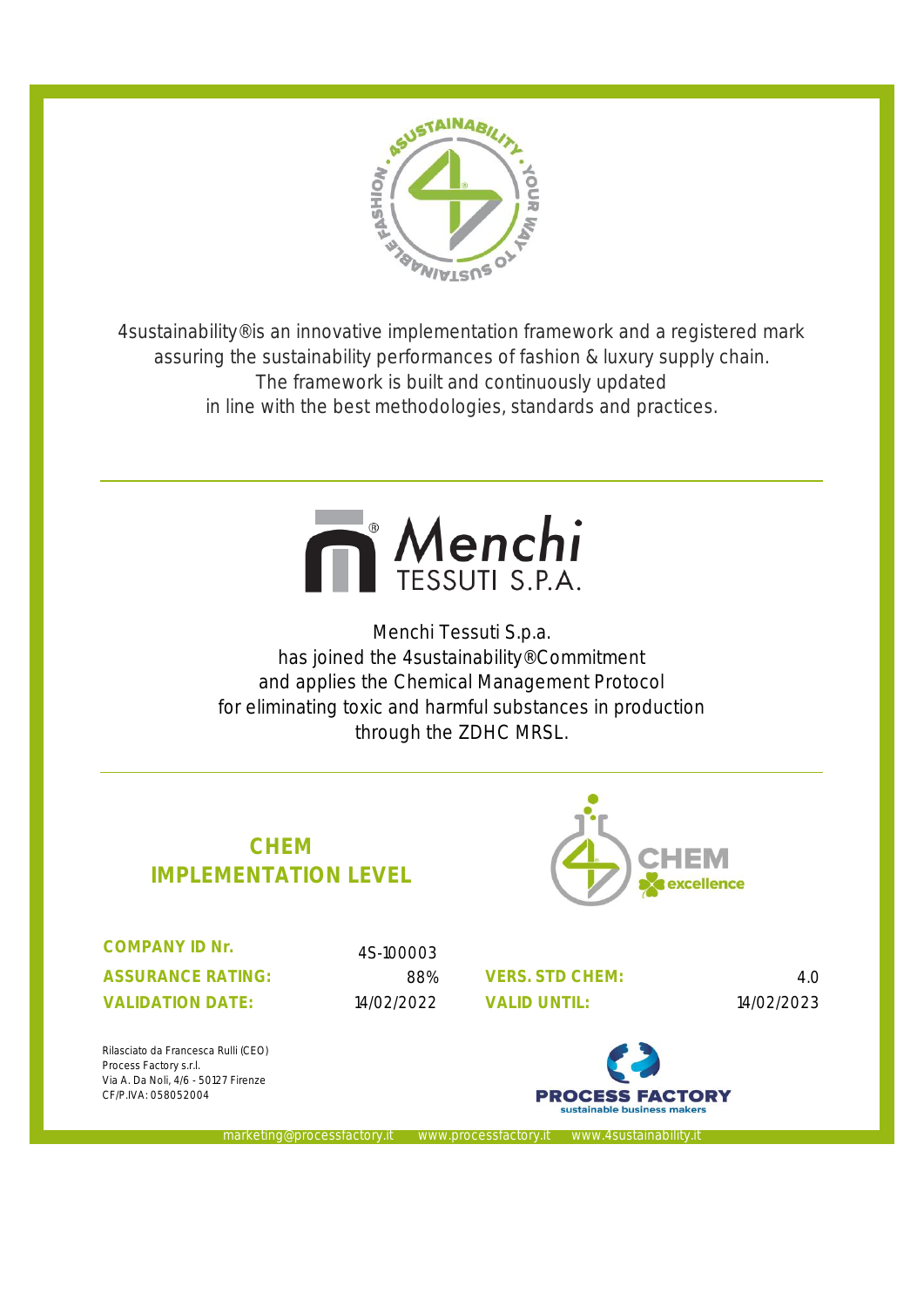4sustainability®is an innovative implementation framework and a registered mark assuring the sustainability performances of fashion & luxury supply chain.
The framework is built and continuously updated
in line with the best methodologies, standards and practices.

---

Menchi Tessuti S.p.a.
has joined the 4sustainability®Commitment
and applies the Chemical Management Protocol
for eliminating toxic and harmful substances in production
through the ZDHC MRSL.

---

## CHEM IMPLEMENTATION LEVEL

| | | | |
|---|---|---|---|
| **COMPANY ID Nr.** | 4S-100003 | | |
| **ASSURANCE RATING:** | 88% | **VERS. STD CHEM:** | 4.0 |
| **VALIDATION DATE:** | 14/02/2022 | **VALID UNTIL:** | 14/02/2023 |

Rilasciato da Francesca Rulli (CEO)
Process Factory s.r.l.
Via A. Da Noli, 4/6 - 50127 Firenze
CF/P.IVA: 058052004

marketing@processfactory.it www.processfactory.it www.4sustainability.it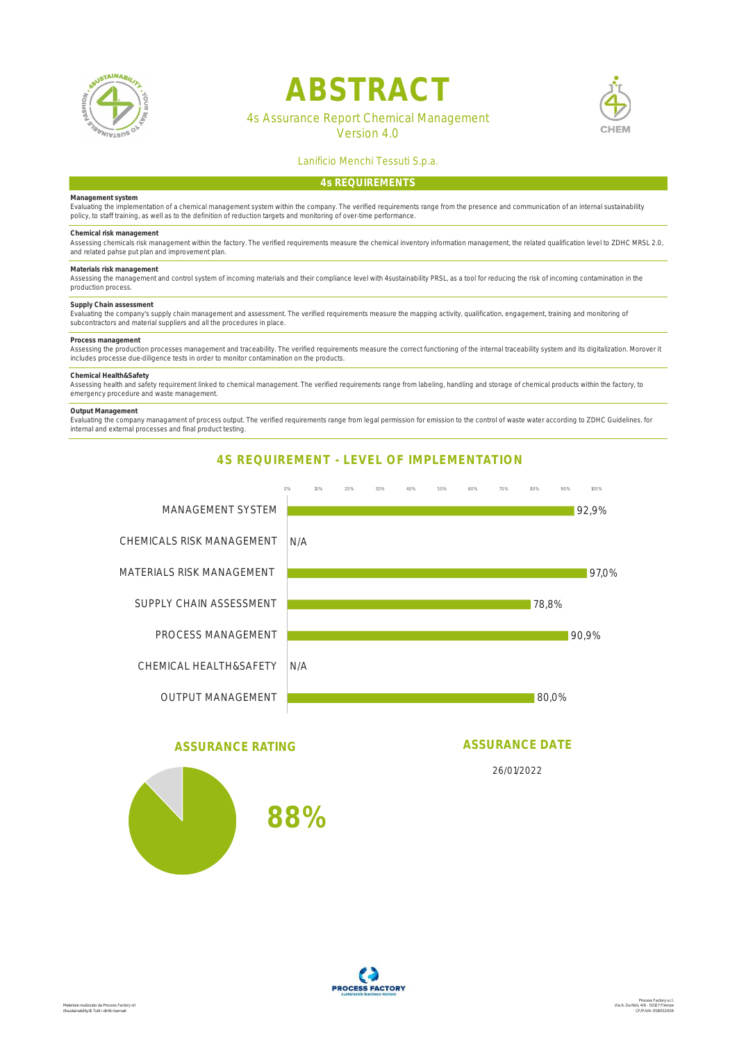# ABSTRACT

4s Assurance Report Chemical Management
Version 4.0

Lanificio Menchi Tessuti S.p.a.

## 4s REQUIREMENTS

**Management system**
Evaluating the implementation of a chemical management system within the company. The verified requirements range from the presence and communication of an internal sustainability policy, to staff training, as well as to the definition of reduction targets and monitoring of over-time performance.

**Chemical risk management**
Assessing chemicals risk management within the factory. The verified requirements measure the chemical inventory information management, the related qualification level to ZDHC MRSL 2.0, and related pahse put plan and improvement plan.

**Materials risk management**
Assessing the management and control system of incoming materials and their compliance level with 4sustainability PRSL, as a tool for reducing the risk of incoming contamination in the production process.

**Supply Chain assessment**
Evaluating the company's supply chain management and assessment. The verified requirements measure the mapping activity, qualification, engagement, training and monitoring of subcontractors and material suppliers and all the procedures in place.

**Process management**
Assessing the production processes management and traceability. The verified requirements measure the correct functioning of the internal traceability system and its digitalization. Morover it includes processe due-diligence tests in order to monitor contamination on the products.

**Chemical Health&Safety**
Assessing health and safety requirement linked to chemical management. The verified requirements range from labeling, handling and storage of chemical products within the factory, to emergency procedure and waste management.

**Output Management**
Evaluating the company managament of process output. The verified requirements range from legal permission for emission to the control of waste water according to ZDHC Guidelines. for internal and external processes and final product testing.

## 4S REQUIREMENT - LEVEL OF IMPLEMENTATION

| Requirement | Level of implementation |
|---|---|
| MANAGEMENT SYSTEM | 92,9% |
| CHEMICALS RISK MANAGEMENT | N/A |
| MATERIALS RISK MANAGEMENT | 97,0% |
| SUPPLY CHAIN ASSESSMENT | 78,8% |
| PROCESS MANAGEMENT | 90,9% |
| CHEMICAL HEALTH&SAFETY | N/A |
| OUTPUT MANAGEMENT | 80,0% |

## ASSURANCE RATING

88%

## ASSURANCE DATE

26/01/2022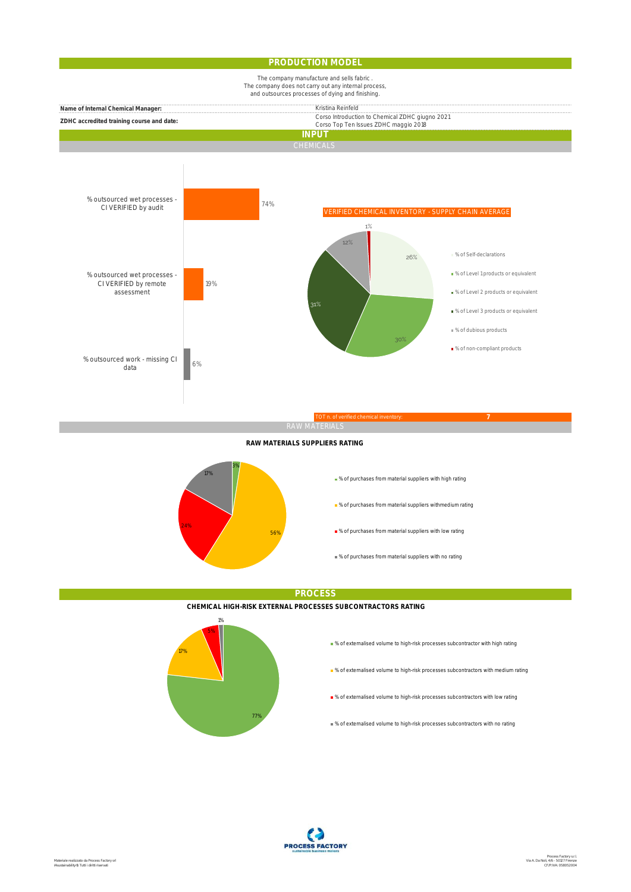## PRODUCTION MODEL

The company manufacture and sells fabric .
The company does not carry out any internal process,
and outsources processes of dying and finishing.

| | |
|---|---|
| **Name of Internal Chemical Manager:** | Kristina Reinfeld |
| **ZDHC accredited training course and date:** | Corso Introduction to Chemical ZDHC giugno 2021<br>Corso Top Ten Issues ZDHC maggio 2018 |

## INPUT

### CHEMICALS

| | |
|---|---|
| % outsourced wet processes - CI VERIFIED by audit | 74% |
| % outsourced wet processes - CI VERIFIED by remote assessment | 19% |
| % outsourced work - missing CI data | 6% |

**VERIFIED CHEMICAL INVENTORY - SUPPLY CHAIN AVERAGE**

| | |
|---|---|
| % of Self-declarations | 26% |
| % of Level 1products or equivalent | 30% |
| % of Level 2 products or equivalent | 31% |
| % of Level 3 products or equivalent | |
| % of dubious products | 12% |
| % of non-compliant products | 1% |

TOT n. of verified chemical inventory: 7

### RAW MATERIALS

**RAW MATERIALS SUPPLIERS RATING**

| | |
|---|---|
| % of purchases from material suppliers with high rating | 3% |
| % of purchases from material suppliers withmedium rating | 56% |
| % of purchases from material suppliers with low rating | 24% |
| % of purchases from material suppliers with no rating | 17% |

## PROCESS

**CHEMICAL HIGH-RISK EXTERNAL PROCESSES SUBCONTRACTORS RATING**

| | |
|---|---|
| % of externalised volume to high-risk processes subcontractor with high rating | 77% |
| % of externalised volume to high-risk processes subcontractors with medium rating | 17% |
| % of externalised volume to high-risk processes subcontractors with low rating | 5% |
| % of externalised volume to high-risk processes subcontractors with no rating | 1% |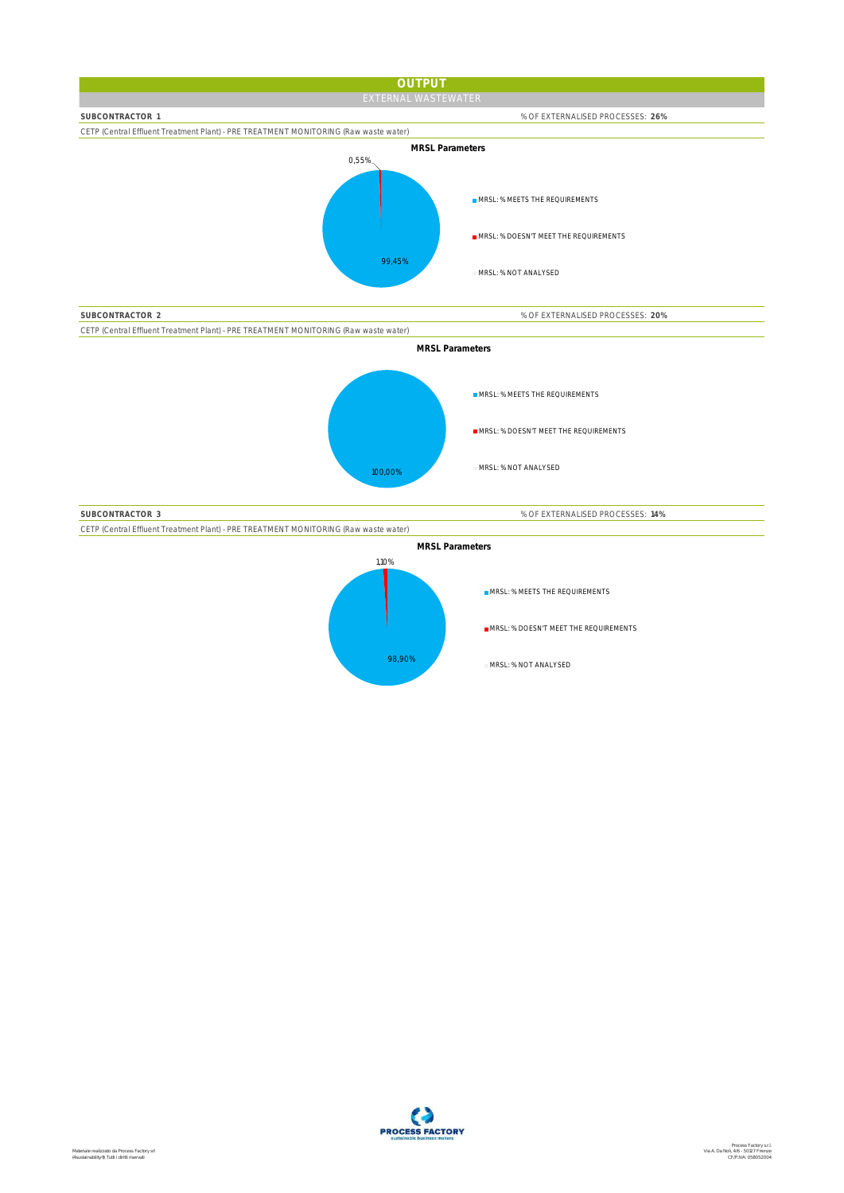# OUTPUT

## EXTERNAL WASTEWATER

**SUBCONTRACTOR 1** — % OF EXTERNALISED PROCESSES: **26%**

CETP (Central Effluent Treatment Plant) - PRE TREATMENT MONITORING (Raw waste water)

**MRSL Parameters**

0,55%

99,45%

- MRSL: % MEETS THE REQUIREMENTS
- MRSL: % DOESN'T MEET THE REQUIREMENTS
- MRSL: % NOT ANALYSED

**SUBCONTRACTOR 2** — % OF EXTERNALISED PROCESSES: **20%**

CETP (Central Effluent Treatment Plant) - PRE TREATMENT MONITORING (Raw waste water)

**MRSL Parameters**

100,00%

- MRSL: % MEETS THE REQUIREMENTS
- MRSL: % DOESN'T MEET THE REQUIREMENTS
- MRSL: % NOT ANALYSED

**SUBCONTRACTOR 3** — % OF EXTERNALISED PROCESSES: **14%**

CETP (Central Effluent Treatment Plant) - PRE TREATMENT MONITORING (Raw waste water)

**MRSL Parameters**

1,10%

98,90%

- MRSL: % MEETS THE REQUIREMENTS
- MRSL: % DOESN'T MEET THE REQUIREMENTS
- MRSL: % NOT ANALYSED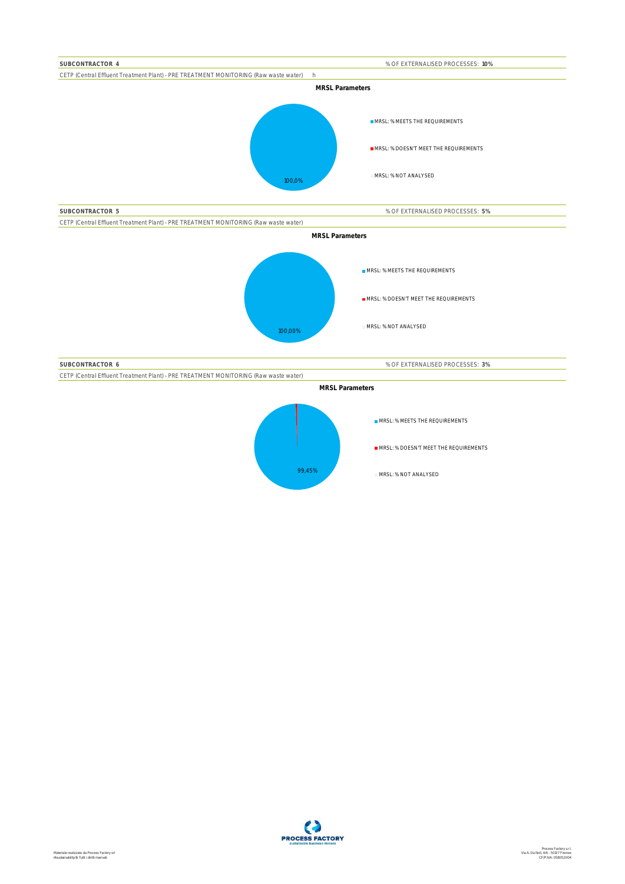**SUBCONTRACTOR 4**

% OF EXTERNALISED PROCESSES: **10%**

CETP (Central Effluent Treatment Plant) - PRE TREATMENT MONITORING (Raw waste water) h

**MRSL Parameters**

100,0%

MRSL: % MEETS THE REQUIREMENTS

MRSL: % DOESN'T MEET THE REQUIREMENTS

MRSL: % NOT ANALYSED

**SUBCONTRACTOR 5**

% OF EXTERNALISED PROCESSES: **5%**

CETP (Central Effluent Treatment Plant) - PRE TREATMENT MONITORING (Raw waste water)

**MRSL Parameters**

100,00%

MRSL: % MEETS THE REQUIREMENTS

MRSL: % DOESN'T MEET THE REQUIREMENTS

MRSL: % NOT ANALYSED

**SUBCONTRACTOR 6**

% OF EXTERNALISED PROCESSES: **3%**

CETP (Central Effluent Treatment Plant) - PRE TREATMENT MONITORING (Raw waste water)

**MRSL Parameters**

99,45%

MRSL: % MEETS THE REQUIREMENTS

MRSL: % DOESN'T MEET THE REQUIREMENTS

MRSL: % NOT ANALYSED

PROCESS FACTORY
sustainable business makers

Materiale realizzato da Process Factory srl
Rsustainability® Tutti i diritti riservati

Process Factory s.r.l.
Via A. Da Noli, 4/6 - 50127 Firenze
CF/P.IVA: 05805 2004